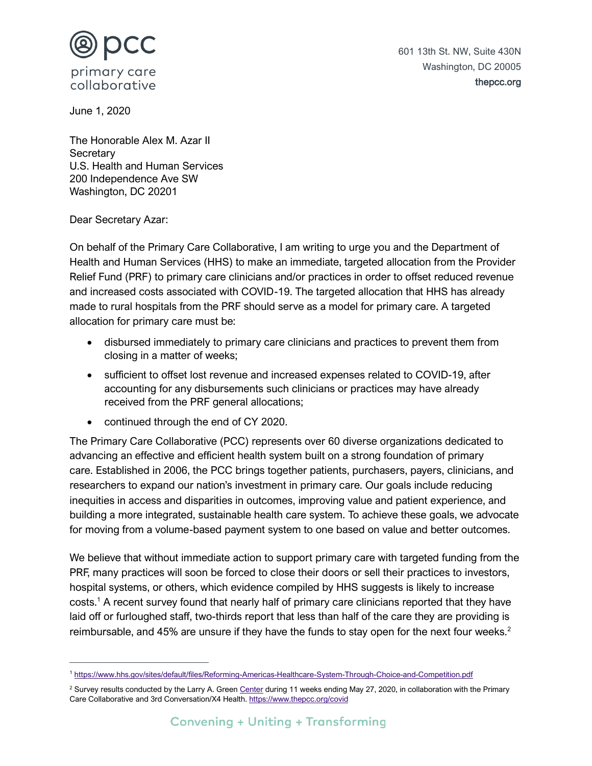pcc

primary care collaborative

601 13th St. NW, Suite 430N
Washington, DC 20005
thepcc.org

June 1, 2020

The Honorable Alex M. Azar II
Secretary
U.S. Health and Human Services
200 Independence Ave SW
Washington, DC 20201

Dear Secretary Azar:

On behalf of the Primary Care Collaborative, I am writing to urge you and the Department of Health and Human Services (HHS) to make an immediate, targeted allocation from the Provider Relief Fund (PRF) to primary care clinicians and/or practices in order to offset reduced revenue and increased costs associated with COVID-19. The targeted allocation that HHS has already made to rural hospitals from the PRF should serve as a model for primary care. A targeted allocation for primary care must be:

- disbursed immediately to primary care clinicians and practices to prevent them from closing in a matter of weeks;
- sufficient to offset lost revenue and increased expenses related to COVID-19, after accounting for any disbursements such clinicians or practices may have already received from the PRF general allocations;
- continued through the end of CY 2020.

The Primary Care Collaborative (PCC) represents over 60 diverse organizations dedicated to advancing an effective and efficient health system built on a strong foundation of primary care. Established in 2006, the PCC brings together patients, purchasers, payers, clinicians, and researchers to expand our nation's investment in primary care. Our goals include reducing inequities in access and disparities in outcomes, improving value and patient experience, and building a more integrated, sustainable health care system. To achieve these goals, we advocate for moving from a volume-based payment system to one based on value and better outcomes.

We believe that without immediate action to support primary care with targeted funding from the PRF, many practices will soon be forced to close their doors or sell their practices to investors, hospital systems, or others, which evidence compiled by HHS suggests is likely to increase costs.[1] A recent survey found that nearly half of primary care clinicians reported that they have laid off or furloughed staff, two-thirds report that less than half of the care they are providing is reimbursable, and 45% are unsure if they have the funds to stay open for the next four weeks.[2]

---

[1] https://www.hhs.gov/sites/default/files/Reforming-Americas-Healthcare-System-Through-Choice-and-Competition.pdf

[2] Survey results conducted by the Larry A. Green Center during 11 weeks ending May 27, 2020, in collaboration with the Primary Care Collaborative and 3rd Conversation/X4 Health. https://www.thepcc.org/covid

Convening + Uniting + Transforming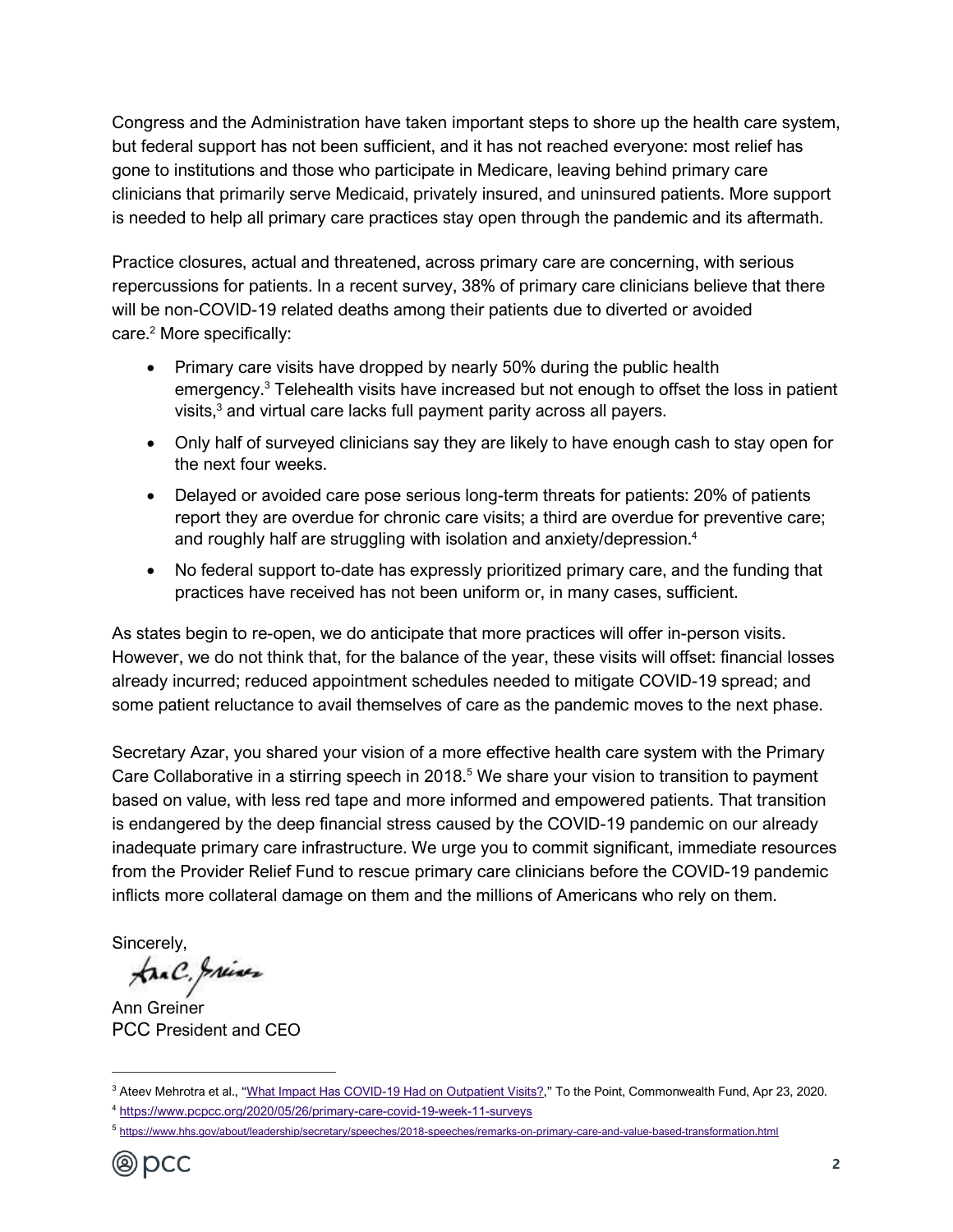Congress and the Administration have taken important steps to shore up the health care system, but federal support has not been sufficient, and it has not reached everyone: most relief has gone to institutions and those who participate in Medicare, leaving behind primary care clinicians that primarily serve Medicaid, privately insured, and uninsured patients. More support is needed to help all primary care practices stay open through the pandemic and its aftermath.

Practice closures, actual and threatened, across primary care are concerning, with serious repercussions for patients. In a recent survey, 38% of primary care clinicians believe that there will be non-COVID-19 related deaths among their patients due to diverted or avoided care.[2] More specifically:

- Primary care visits have dropped by nearly 50% during the public health emergency.[3] Telehealth visits have increased but not enough to offset the loss in patient visits,[3] and virtual care lacks full payment parity across all payers.
- Only half of surveyed clinicians say they are likely to have enough cash to stay open for the next four weeks.
- Delayed or avoided care pose serious long-term threats for patients: 20% of patients report they are overdue for chronic care visits; a third are overdue for preventive care; and roughly half are struggling with isolation and anxiety/depression.[4]
- No federal support to-date has expressly prioritized primary care, and the funding that practices have received has not been uniform or, in many cases, sufficient.

As states begin to re-open, we do anticipate that more practices will offer in-person visits. However, we do not think that, for the balance of the year, these visits will offset: financial losses already incurred; reduced appointment schedules needed to mitigate COVID-19 spread; and some patient reluctance to avail themselves of care as the pandemic moves to the next phase.

Secretary Azar, you shared your vision of a more effective health care system with the Primary Care Collaborative in a stirring speech in 2018.[5] We share your vision to transition to payment based on value, with less red tape and more informed and empowered patients. That transition is endangered by the deep financial stress caused by the COVID-19 pandemic on our already inadequate primary care infrastructure. We urge you to commit significant, immediate resources from the Provider Relief Fund to rescue primary care clinicians before the COVID-19 pandemic inflicts more collateral damage on them and the millions of Americans who rely on them.

Sincerely,

Ann Greiner
PCC President and CEO

---

[3] Ateev Mehrotra et al., "What Impact Has COVID-19 Had on Outpatient Visits?," To the Point, Commonwealth Fund, Apr 23, 2020.

[4] https://www.pcpcc.org/2020/05/26/primary-care-covid-19-week-11-surveys

[5] https://www.hhs.gov/about/leadership/secretary/speeches/2018-speeches/remarks-on-primary-care-and-value-based-transformation.html